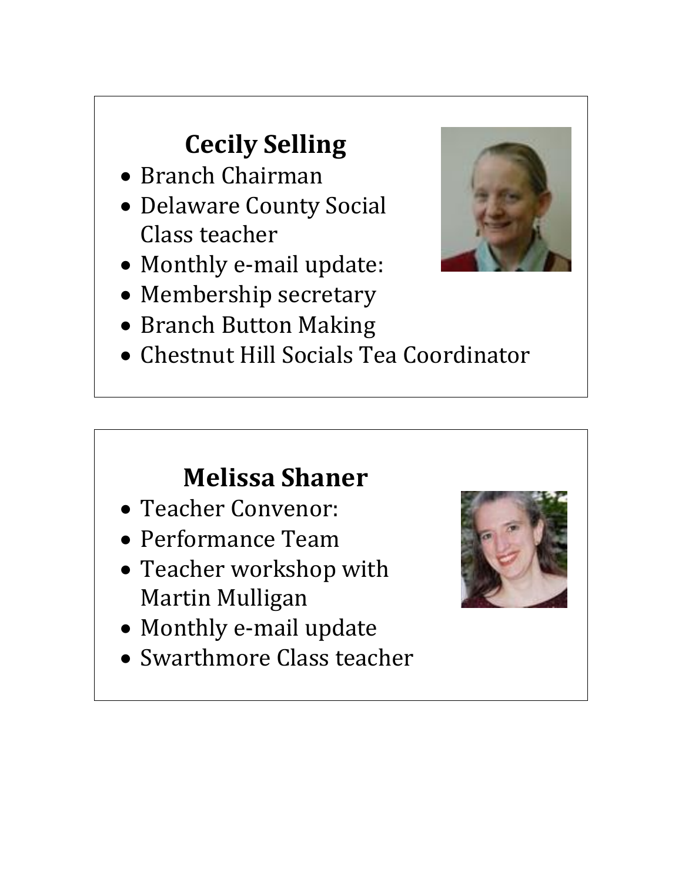## Cecily Selling

- Branch Chairman
- Delaware County Social Class teacher
- Monthly e-mail update:
- Membership secretary
- Branch Button Making
- Chestnut Hill Socials Tea Coordinator

## Melissa Shaner

- Teacher Convenor:
- Performance Team
- Teacher workshop with Martin Mulligan
- Monthly e-mail update
- Swarthmore Class teacher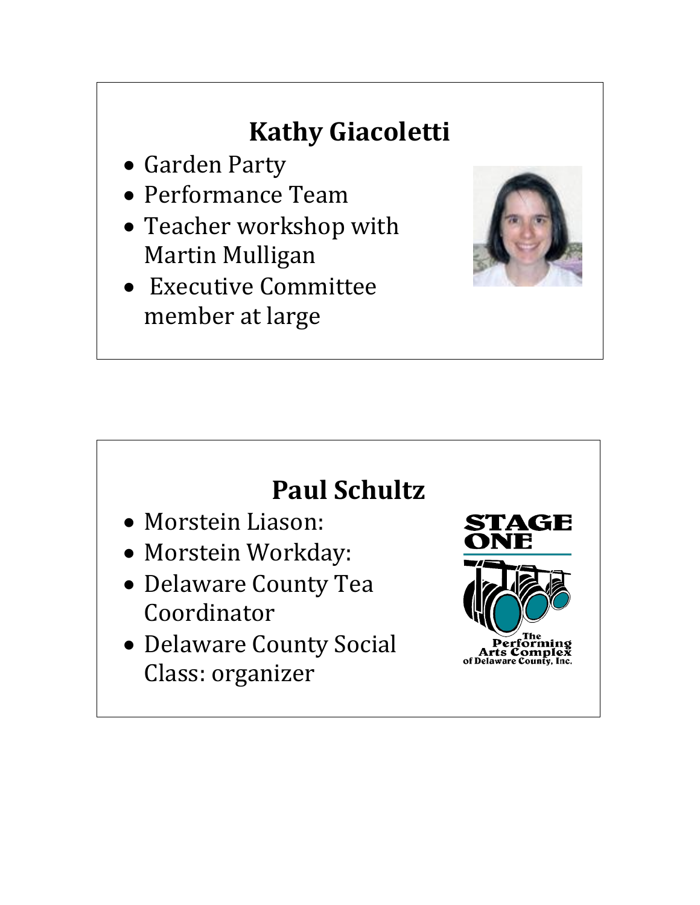## Kathy Giacoletti

- Garden Party
- Performance Team
- Teacher workshop with Martin Mulligan
- Executive Committee member at large

## Paul Schultz

- Morstein Liason:
- Morstein Workday:
- Delaware County Tea Coordinator
- Delaware County Social Class: organizer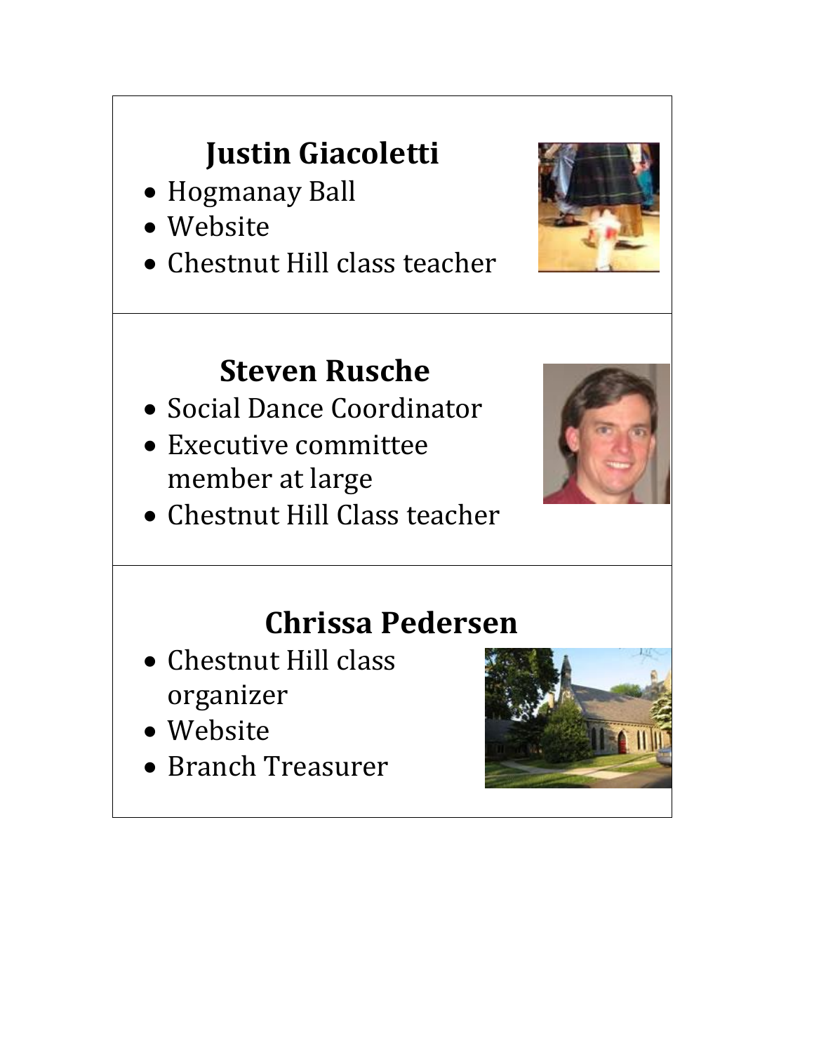## Justin Giacoletti

- Hogmanay Ball
- Website
- Chestnut Hill class teacher

## Steven Rusche

- Social Dance Coordinator
- Executive committee member at large
- Chestnut Hill Class teacher

## Chrissa Pedersen

- Chestnut Hill class organizer
- Website
- Branch Treasurer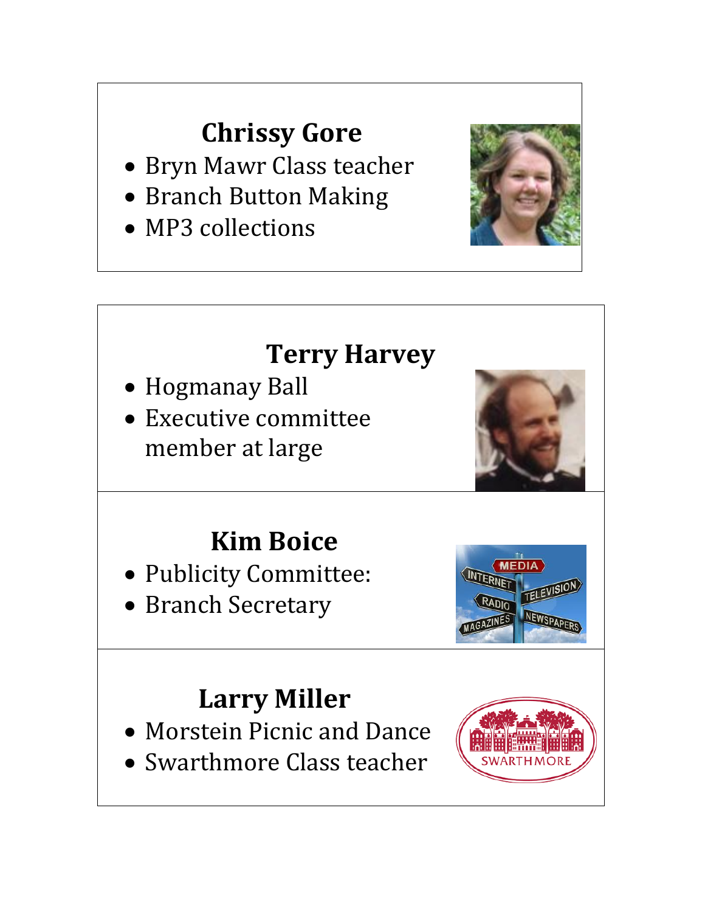## Chrissy Gore

- Bryn Mawr Class teacher
- Branch Button Making
- MP3 collections

## Terry Harvey

- Hogmanay Ball
- Executive committee member at large

## Kim Boice

- Publicity Committee:
- Branch Secretary

## Larry Miller

- Morstein Picnic and Dance
- Swarthmore Class teacher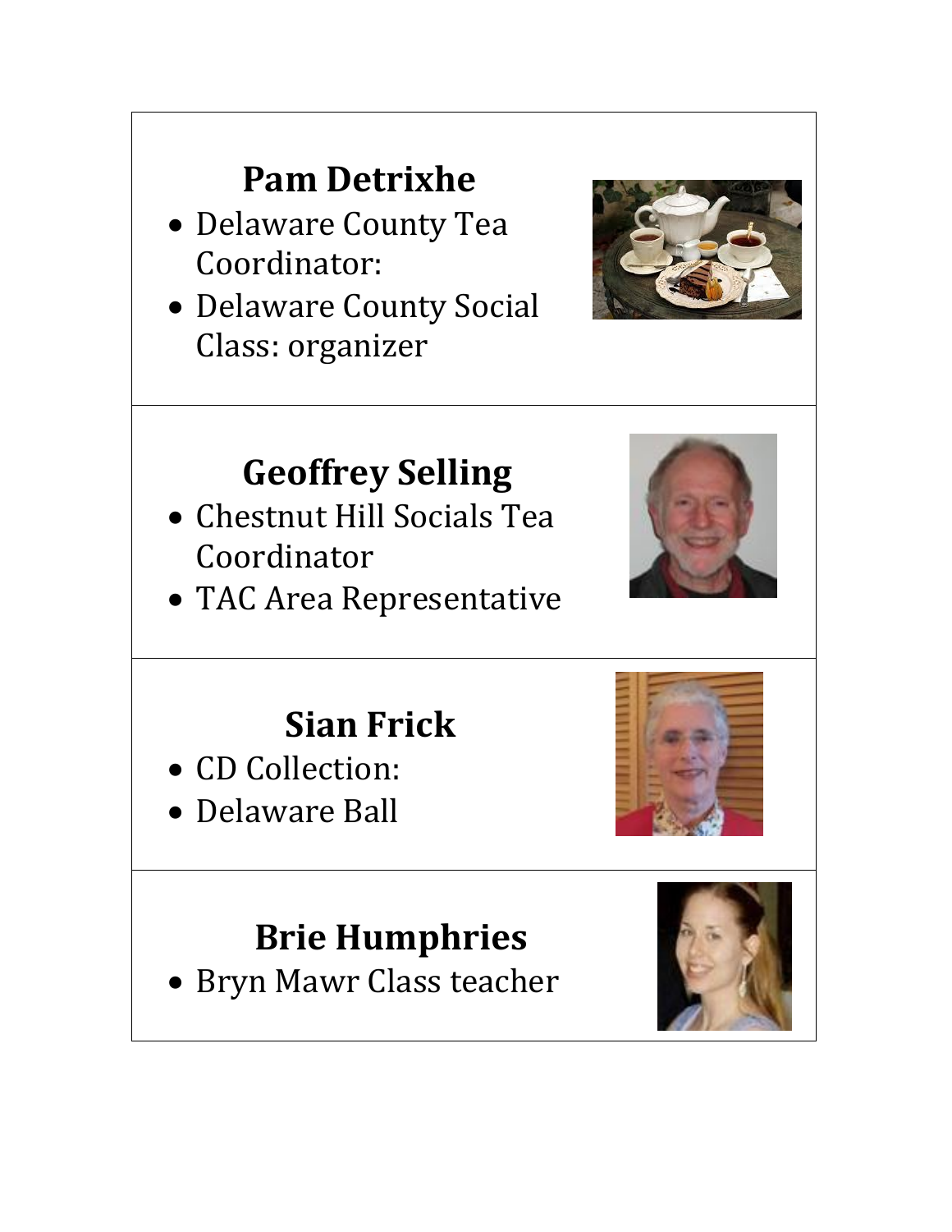## Pam Detrixhe

- Delaware County Tea Coordinator:
- Delaware County Social Class: organizer

## Geoffrey Selling

- Chestnut Hill Socials Tea Coordinator
- TAC Area Representative

## Sian Frick

- CD Collection:
- Delaware Ball

## Brie Humphries

- Bryn Mawr Class teacher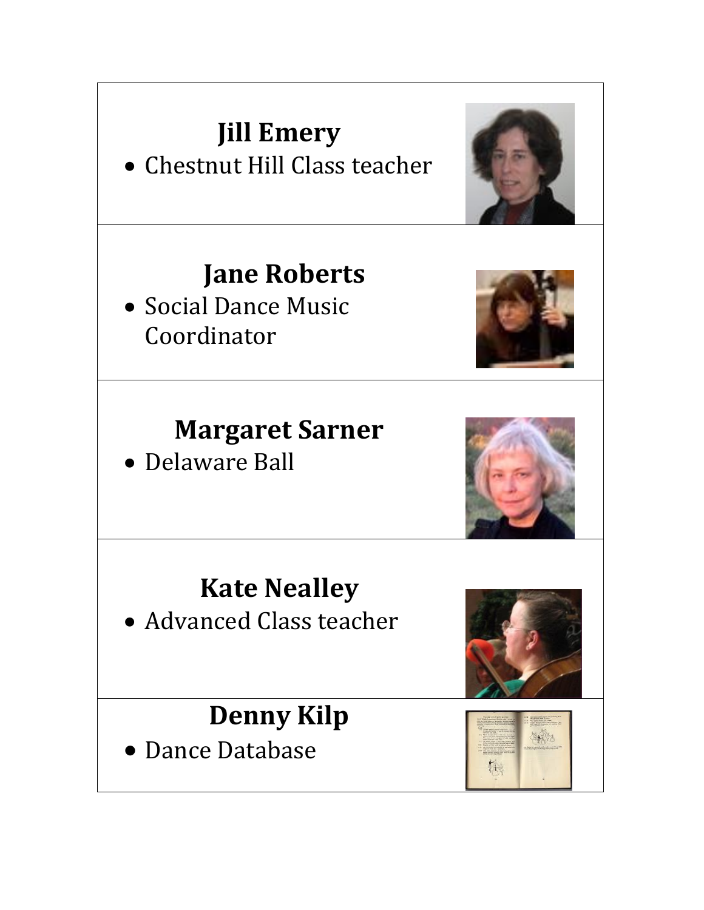**Jill Emery**

- Chestnut Hill Class teacher

**Jane Roberts**

- Social Dance Music Coordinator

**Margaret Sarner**

- Delaware Ball

**Kate Nealley**

- Advanced Class teacher

**Denny Kilp**

- Dance Database